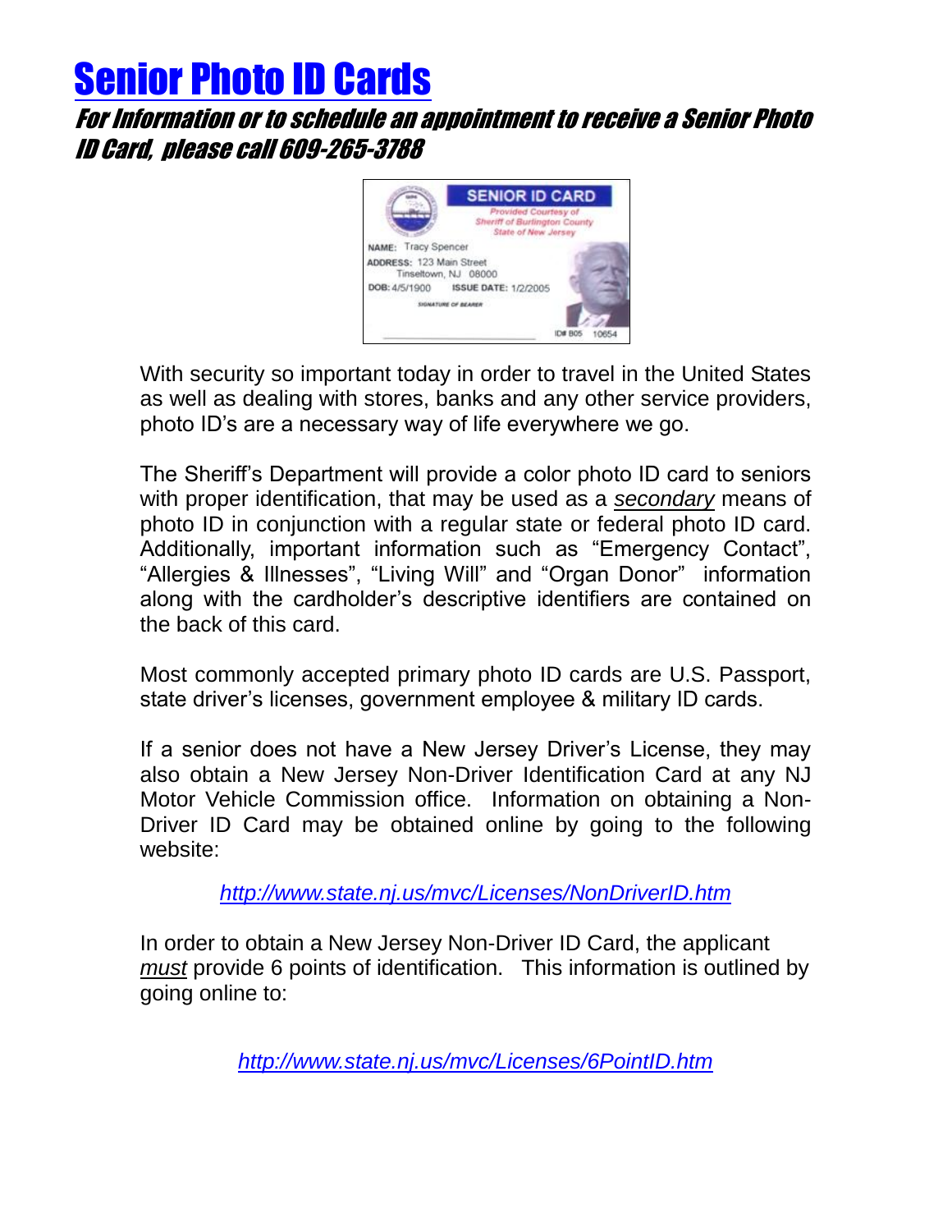# Senior Photo ID Cards

## *For Information or to schedule an appointment to receive a Senior Photo ID Card, please call 609-265-3788*

With security so important today in order to travel in the United States as well as dealing with stores, banks and any other service providers, photo ID's are a necessary way of life everywhere we go.

The Sheriff's Department will provide a color photo ID card to seniors with proper identification, that may be used as a *secondary* means of photo ID in conjunction with a regular state or federal photo ID card. Additionally, important information such as "Emergency Contact", "Allergies & Illnesses", "Living Will" and "Organ Donor" information along with the cardholder's descriptive identifiers are contained on the back of this card.

Most commonly accepted primary photo ID cards are U.S. Passport, state driver's licenses, government employee & military ID cards.

If a senior does not have a New Jersey Driver's License, they may also obtain a New Jersey Non-Driver Identification Card at any NJ Motor Vehicle Commission office. Information on obtaining a Non-Driver ID Card may be obtained online by going to the following website:

*http://www.state.nj.us/mvc/Licenses/NonDriverID.htm*

In order to obtain a New Jersey Non-Driver ID Card, the applicant *must* provide 6 points of identification. This information is outlined by going online to:

*http://www.state.nj.us/mvc/Licenses/6PointID.htm*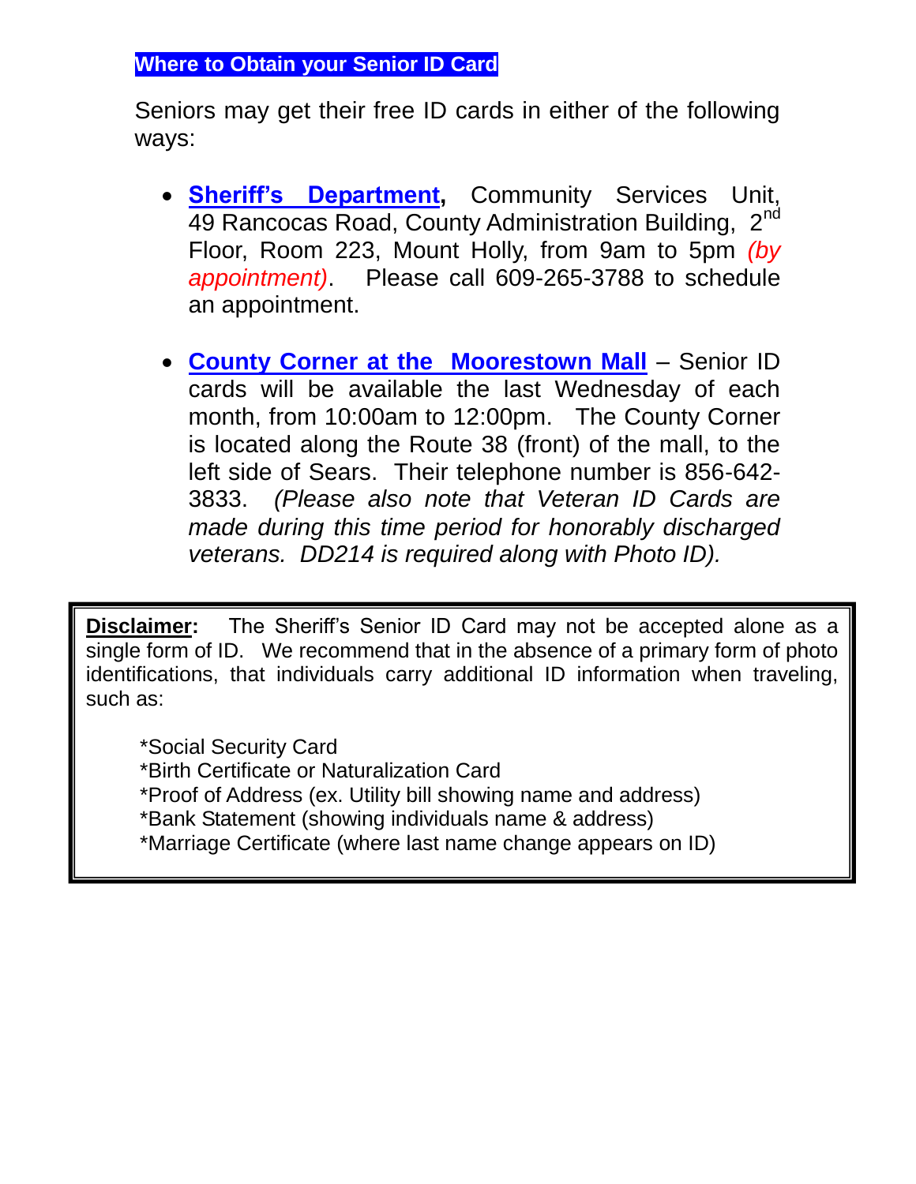## Where to Obtain your Senior ID Card

Seniors may get their free ID cards in either of the following ways:

- **Sheriff's Department,** Community Services Unit, 49 Rancocas Road, County Administration Building, 2nd Floor, Room 223, Mount Holly, from 9am to 5pm *(by appointment)*. Please call 609-265-3788 to schedule an appointment.

- **County Corner at the Moorestown Mall** – Senior ID cards will be available the last Wednesday of each month, from 10:00am to 12:00pm. The County Corner is located along the Route 38 (front) of the mall, to the left side of Sears. Their telephone number is 856-642-3833. *(Please also note that Veteran ID Cards are made during this time period for honorably discharged veterans. DD214 is required along with Photo ID).*

**Disclaimer:** The Sheriff's Senior ID Card may not be accepted alone as a single form of ID. We recommend that in the absence of a primary form of photo identifications, that individuals carry additional ID information when traveling, such as:

*Social Security Card
*Birth Certificate or Naturalization Card
*Proof of Address (ex. Utility bill showing name and address)
*Bank Statement (showing individuals name & address)
*Marriage Certificate (where last name change appears on ID)